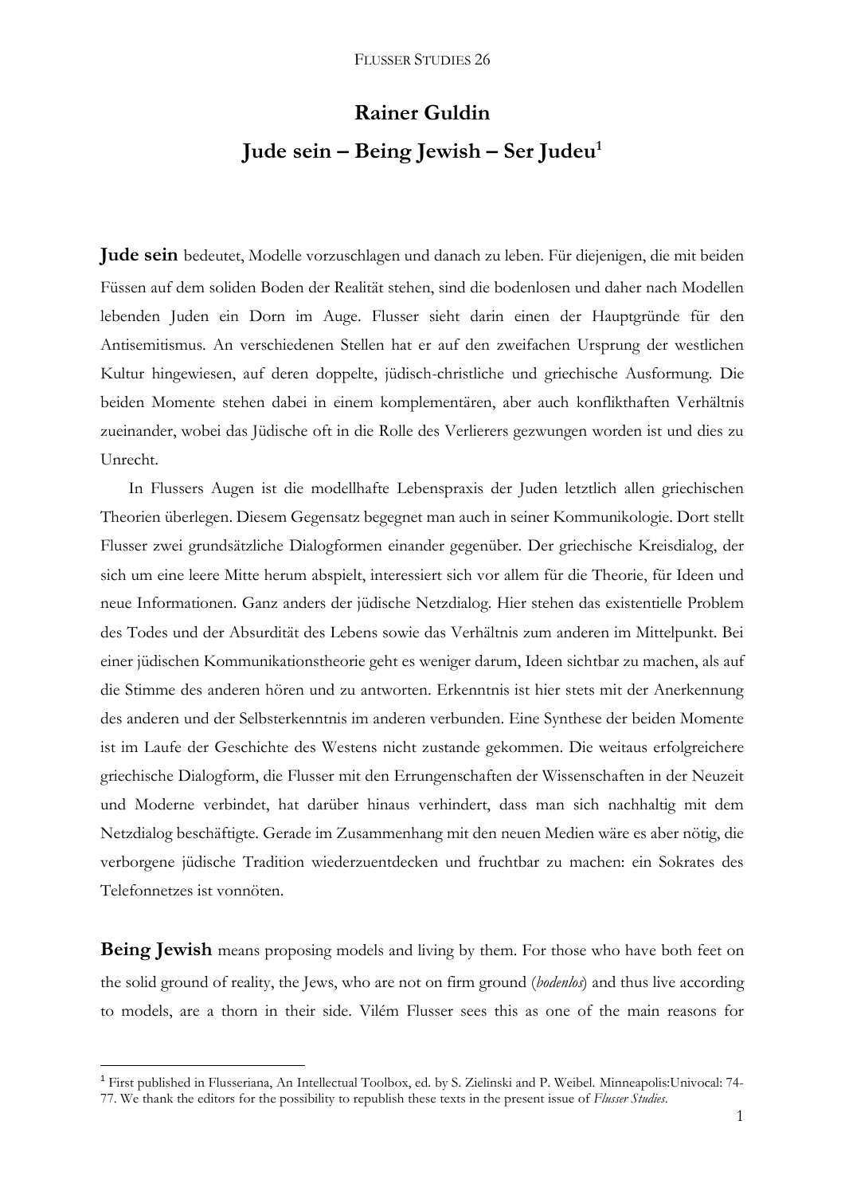# Rainer Guldin

## Jude sein – Being Jewish – Ser Judeu[1]

**Jude sein** bedeutet, Modelle vorzuschlagen und danach zu leben. Für diejenigen, die mit beiden Füssen auf dem soliden Boden der Realität stehen, sind die bodenlosen und daher nach Modellen lebenden Juden ein Dorn im Auge. Flusser sieht darin einen der Hauptgründe für den Antisemitismus. An verschiedenen Stellen hat er auf den zweifachen Ursprung der westlichen Kultur hingewiesen, auf deren doppelte, jüdisch-christliche und griechische Ausformung. Die beiden Momente stehen dabei in einem komplementären, aber auch konflikthaften Verhältnis zueinander, wobei das Jüdische oft in die Rolle des Verlierers gezwungen worden ist und dies zu Unrecht.

In Flussers Augen ist die modellhafte Lebenspraxis der Juden letztlich allen griechischen Theorien überlegen. Diesem Gegensatz begegnet man auch in seiner Kommunikologie. Dort stellt Flusser zwei grundsätzliche Dialogformen einander gegenüber. Der griechische Kreisdialog, der sich um eine leere Mitte herum abspielt, interessiert sich vor allem für die Theorie, für Ideen und neue Informationen. Ganz anders der jüdische Netzdialog. Hier stehen das existentielle Problem des Todes und der Absurdität des Lebens sowie das Verhältnis zum anderen im Mittelpunkt. Bei einer jüdischen Kommunikationstheorie geht es weniger darum, Ideen sichtbar zu machen, als auf die Stimme des anderen hören und zu antworten. Erkenntnis ist hier stets mit der Anerkennung des anderen und der Selbsterkenntnis im anderen verbunden. Eine Synthese der beiden Momente ist im Laufe der Geschichte des Westens nicht zustande gekommen. Die weitaus erfolgreichere griechische Dialogform, die Flusser mit den Errungenschaften der Wissenschaften in der Neuzeit und Moderne verbindet, hat darüber hinaus verhindert, dass man sich nachhaltig mit dem Netzdialog beschäftigte. Gerade im Zusammenhang mit den neuen Medien wäre es aber nötig, die verborgene jüdische Tradition wiederzuentdecken und fruchtbar zu machen: ein Sokrates des Telefonnetzes ist vonnöten.

**Being Jewish** means proposing models and living by them. For those who have both feet on the solid ground of reality, the Jews, who are not on firm ground (*bodenlos*) and thus live according to models, are a thorn in their side. Vilém Flusser sees this as one of the main reasons for

[1] First published in Flusseriana, An Intellectual Toolbox, ed. by S. Zielinski and P. Weibel. Minneapolis:Univocal: 74-77. We thank the editors for the possibility to republish these texts in the present issue of *Flusser Studies*.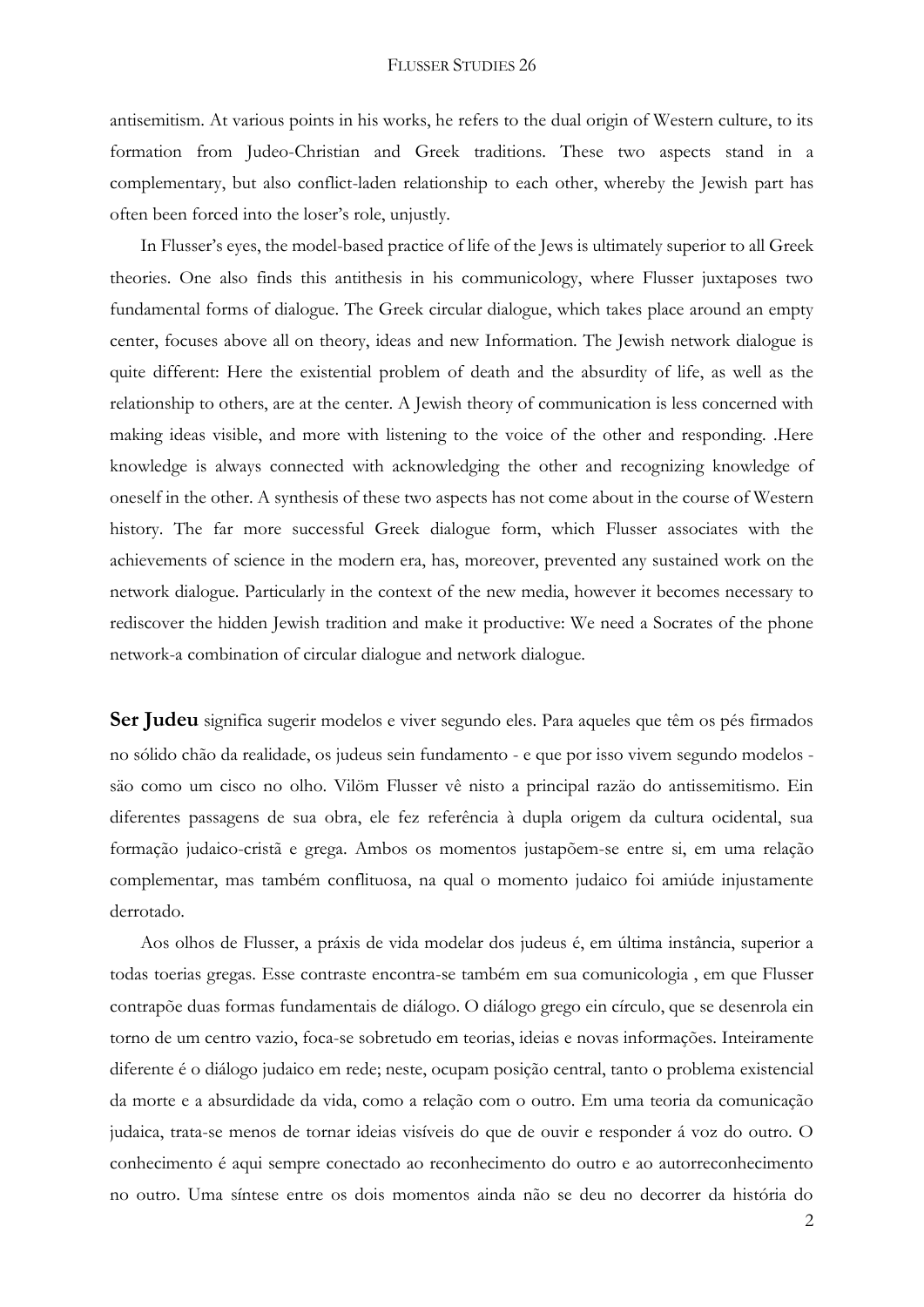antisemitism. At various points in his works, he refers to the dual origin of Western culture, to its formation from Judeo-Christian and Greek traditions. These two aspects stand in a complementary, but also conflict-laden relationship to each other, whereby the Jewish part has often been forced into the loser's role, unjustly.

In Flusser's eyes, the model-based practice of life of the Jews is ultimately superior to all Greek theories. One also finds this antithesis in his communicology, where Flusser juxtaposes two fundamental forms of dialogue. The Greek circular dialogue, which takes place around an empty center, focuses above all on theory, ideas and new Information. The Jewish network dialogue is quite different: Here the existential problem of death and the absurdity of life, as well as the relationship to others, are at the center. A Jewish theory of communication is less concerned with making ideas visible, and more with listening to the voice of the other and responding. .Here knowledge is always connected with acknowledging the other and recognizing knowledge of oneself in the other. A synthesis of these two aspects has not come about in the course of Western history. The far more successful Greek dialogue form, which Flusser associates with the achievements of science in the modern era, has, moreover, prevented any sustained work on the network dialogue. Particularly in the context of the new media, however it becomes necessary to rediscover the hidden Jewish tradition and make it productive: We need a Socrates of the phone network-a combination of circular dialogue and network dialogue.

**Ser Judeu** significa sugerir modelos e viver segundo eles. Para aqueles que têm os pés firmados no sólido chão da realidade, os judeus sein fundamento - e que por isso vivem segundo modelos - säo como um cisco no olho. Vilöm Flusser vê nisto a principal razäo do antissemitismo. Ein diferentes passagens de sua obra, ele fez referência à dupla origem da cultura ocidental, sua formação judaico-cristã e grega. Ambos os momentos justapõem-se entre si, em uma relação complementar, mas também conflituosa, na qual o momento judaico foi amiúde injustamente derrotado.

Aos olhos de Flusser, a práxis de vida modelar dos judeus é, em última instância, superior a todas toerias gregas. Esse contraste encontra-se também em sua comunicologia , em que Flusser contrapõe duas formas fundamentais de diálogo. O diálogo grego ein círculo, que se desenrola ein torno de um centro vazio, foca-se sobretudo em teorias, ideias e novas informações. Inteiramente diferente é o diálogo judaico em rede; neste, ocupam posição central, tanto o problema existencial da morte e a absurdidade da vida, como a relação com o outro. Em uma teoria da comunicação judaica, trata-se menos de tornar ideias visíveis do que de ouvir e responder á voz do outro. O conhecimento é aqui sempre conectado ao reconhecimento do outro e ao autorreconhecimento no outro. Uma síntese entre os dois momentos ainda não se deu no decorrer da história do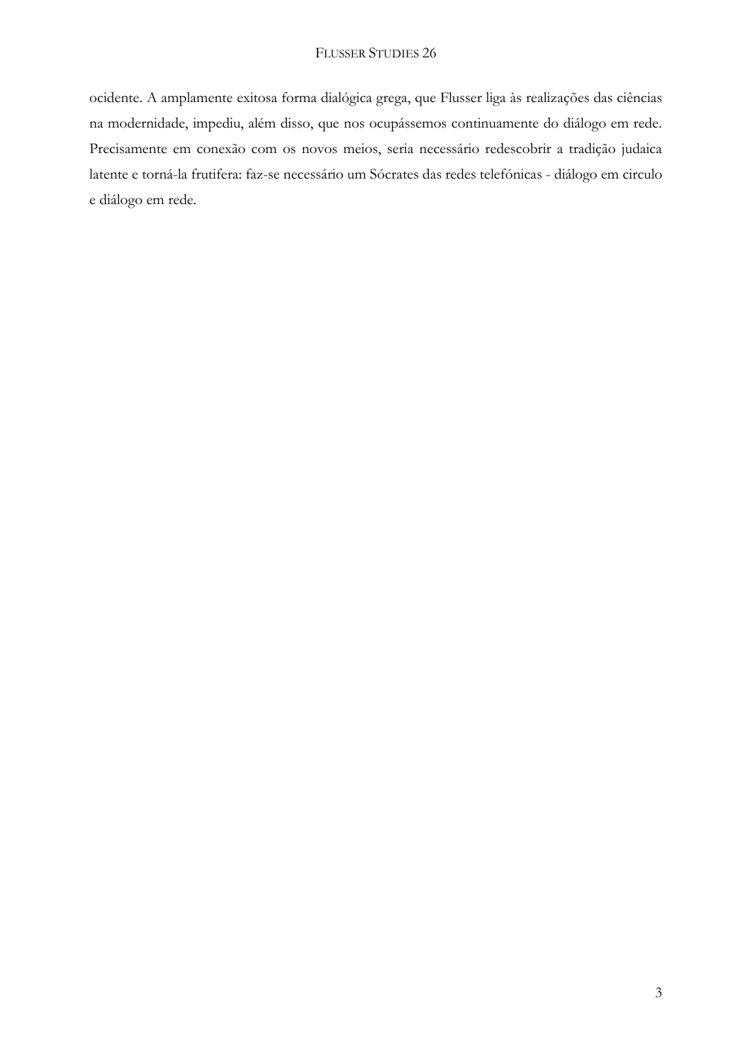ocidente. A amplamente exitosa forma dialógica grega, que Flusser liga às realizações das ciências na modernidade, impediu, além disso, que nos ocupássemos continuamente do diálogo em rede. Precisamente em conexão com os novos meios, seria necessário redescobrir a tradição judaica latente e torná-la frutifera: faz-se necessário um Sócrates das redes telefónicas - diálogo em circulo e diálogo em rede.